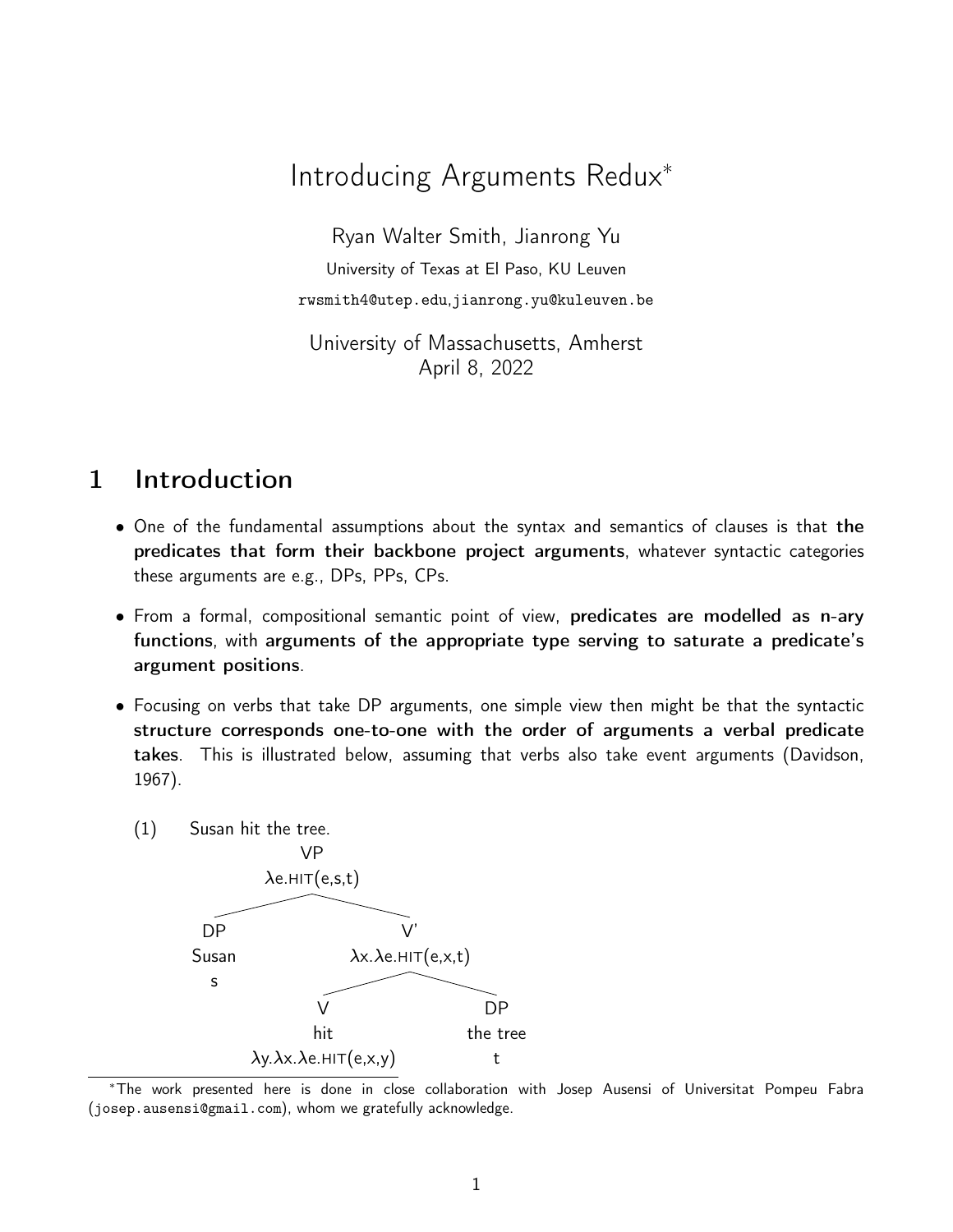# Introducing Arguments Redux[*]

Ryan Walter Smith, Jianrong Yu

University of Texas at El Paso, KU Leuven

rwsmith4@utep.edu,jianrong.yu@kuleuven.be

University of Massachusetts, Amherst
April 8, 2022

## 1 Introduction

- One of the fundamental assumptions about the syntax and semantics of clauses is that **the predicates that form their backbone project arguments**, whatever syntactic categories these arguments are e.g., DPs, PPs, CPs.
- From a formal, compositional semantic point of view, **predicates are modelled as n-ary functions**, with **arguments of the appropriate type serving to saturate a predicate's argument positions**.
- Focusing on verbs that take DP arguments, one simple view then might be that the syntactic **structure corresponds one-to-one with the order of arguments a verbal predicate takes**. This is illustrated below, assuming that verbs also take event arguments (Davidson, 1967).

(1) Susan hit the tree.

```
VP
λe.HIT(e,s,t)
├── DP
│   Susan
│   s
└── V'
    λx.λe.HIT(e,x,t)
    ├── V
    │   hit
    │   λy.λx.λe.HIT(e,x,y)
    └── DP
        the tree
        t
```

[*] The work presented here is done in close collaboration with Josep Ausensi of Universitat Pompeu Fabra (josep.ausensi@gmail.com), whom we gratefully acknowledge.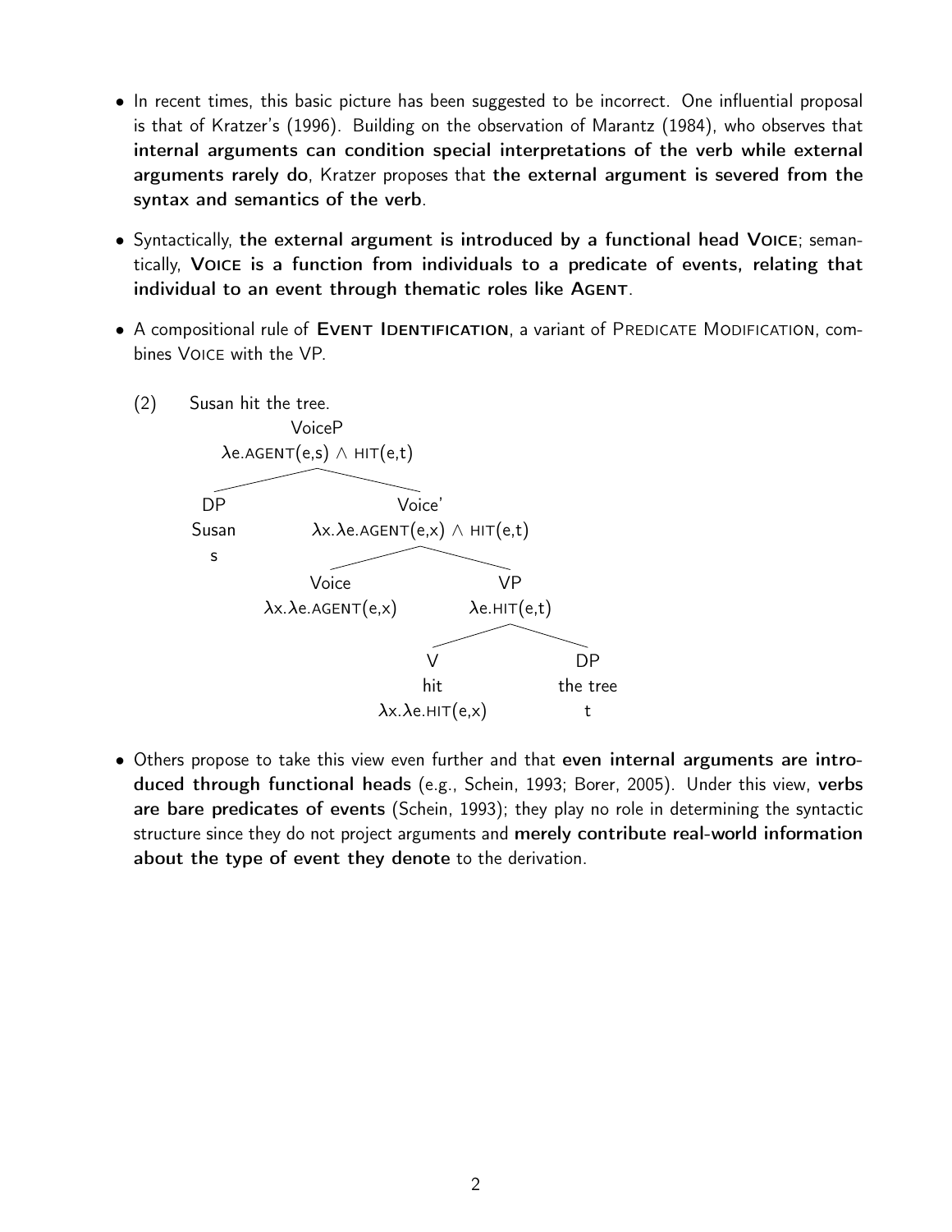- In recent times, this basic picture has been suggested to be incorrect. One influential proposal is that of Kratzer's (1996). Building on the observation of Marantz (1984), who observes that **internal arguments can condition special interpretations of the verb while external arguments rarely do**, Kratzer proposes that **the external argument is severed from the syntax and semantics of the verb**.

- Syntactically, **the external argument is introduced by a functional head VOICE**; semantically, **VOICE is a function from individuals to a predicate of events, relating that individual to an event through thematic roles like AGENT**.

- A compositional rule of **EVENT IDENTIFICATION**, a variant of PREDICATE MODIFICATION, combines VOICE with the VP.

(2) Susan hit the tree.

```
VoiceP
λe.AGENT(e,s) ∧ HIT(e,t)
├── DP
│   Susan
│   s
└── Voice'
    λx.λe.AGENT(e,x) ∧ HIT(e,t)
    ├── Voice
    │   λx.λe.AGENT(e,x)
    └── VP
        λe.HIT(e,t)
        ├── V
        │   hit
        │   λx.λe.HIT(e,x)
        └── DP
            the tree
            t
```

- Others propose to take this view even further and that **even internal arguments are introduced through functional heads** (e.g., Schein, 1993; Borer, 2005). Under this view, **verbs are bare predicates of events** (Schein, 1993); they play no role in determining the syntactic structure since they do not project arguments and **merely contribute real-world information about the type of event they denote** to the derivation.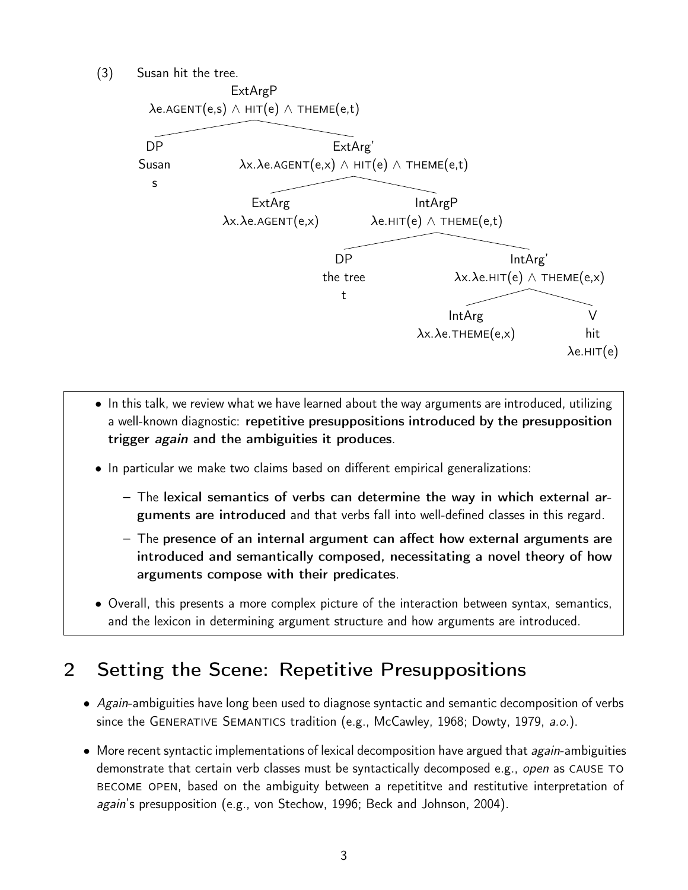(3) Susan hit the tree.

```
ExtArgP
λe.AGENT(e,s) ∧ HIT(e) ∧ THEME(e,t)
├── DP
│   Susan
│   s
└── ExtArg'
    λx.λe.AGENT(e,x) ∧ HIT(e) ∧ THEME(e,t)
    ├── ExtArg
    │   λx.λe.AGENT(e,x)
    └── IntArgP
        λe.HIT(e) ∧ THEME(e,t)
        ├── DP
        │   the tree
        │   t
        └── IntArg'
            λx.λe.HIT(e) ∧ THEME(e,x)
            ├── IntArg
            │   λx.λe.THEME(e,x)
            └── V
                hit
                λe.HIT(e)
```

- In this talk, we review what we have learned about the way arguments are introduced, utilizing a well-known diagnostic: **repetitive presuppositions introduced by the presupposition trigger *again* and the ambiguities it produces**.
- In particular we make two claims based on different empirical generalizations:
  - The **lexical semantics of verbs can determine the way in which external arguments are introduced** and that verbs fall into well-defined classes in this regard.
  - The **presence of an internal argument can affect how external arguments are introduced and semantically composed, necessitating a novel theory of how arguments compose with their predicates**.
- Overall, this presents a more complex picture of the interaction between syntax, semantics, and the lexicon in determining argument structure and how arguments are introduced.

## 2 Setting the Scene: Repetitive Presuppositions

- *Again*-ambiguities have long been used to diagnose syntactic and semantic decomposition of verbs since the GENERATIVE SEMANTICS tradition (e.g., McCawley, 1968; Dowty, 1979, *a.o.*).
- More recent syntactic implementations of lexical decomposition have argued that *again*-ambiguities demonstrate that certain verb classes must be syntactically decomposed e.g., *open* as CAUSE TO BECOME OPEN, based on the ambiguity between a repetititve and restitutive interpretation of *again*'s presupposition (e.g., von Stechow, 1996; Beck and Johnson, 2004).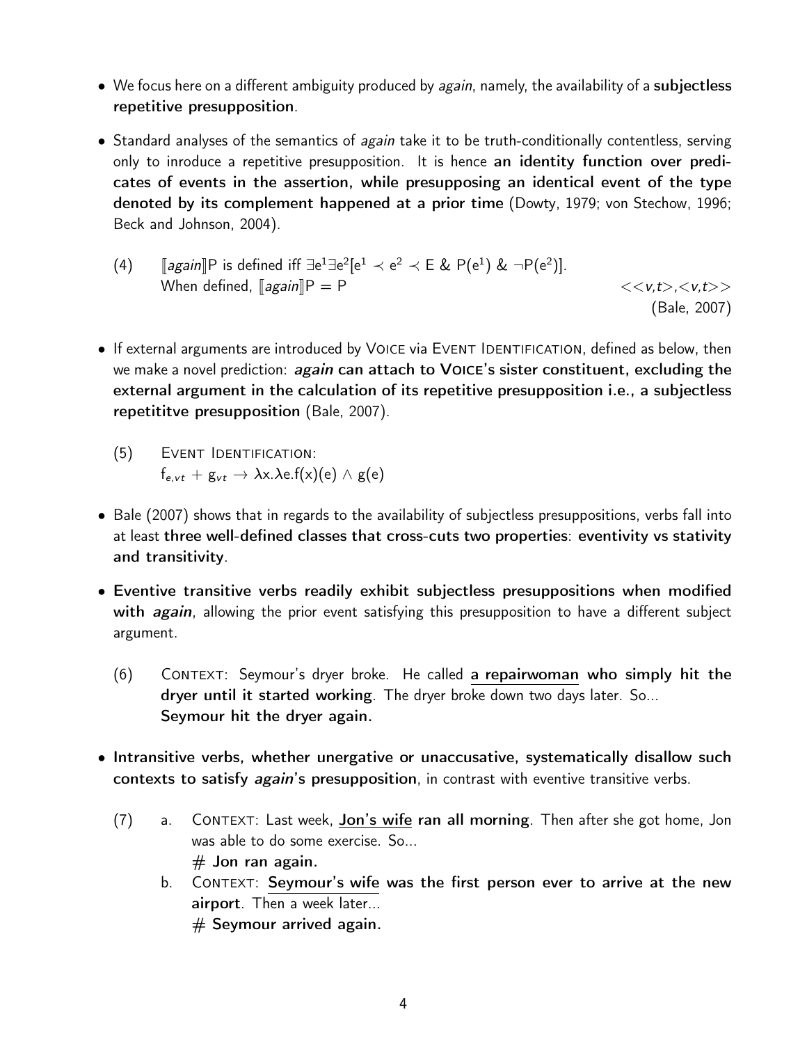- We focus here on a different ambiguity produced by *again*, namely, the availability of a **subjectless repetitive presupposition**.

- Standard analyses of the semantics of *again* take it to be truth-conditionally contentless, serving only to inroduce a repetitive presupposition. It is hence **an identity function over predicates of events in the assertion, while presupposing an identical event of the type denoted by its complement happened at a prior time** (Dowty, 1979; von Stechow, 1996; Beck and Johnson, 2004).

(4) $[\![again]\!]P$ is defined iff $\exists e^1 \exists e^2 [e^1 \prec e^2 \prec E \ \& \ P(e^1) \ \& \ \neg P(e^2)]$.
When defined, $[\![again]\!]P = P$ $\quad <<v,t>,<v,t>>$
(Bale, 2007)

- If external arguments are introduced by Voice via Event Identification, defined as below, then we make a novel prediction: ***again* can attach to Voice's sister constituent, excluding the external argument in the calculation of its repetitive presupposition i.e., a subjectless repetititve presupposition** (Bale, 2007).

(5) Event Identification:
$f_{e,vt} + g_{vt} \rightarrow \lambda x.\lambda e.f(x)(e) \wedge g(e)$

- Bale (2007) shows that in regards to the availability of subjectless presuppositions, verbs fall into at least **three well-defined classes that cross-cuts two properties**: **eventivity vs stativity and transitivity**.

- **Eventive transitive verbs readily exhibit subjectless presuppositions when modified with *again***, allowing the prior event satisfying this presupposition to have a different subject argument.

(6) Context: Seymour's dryer broke. He called **a repairwoman who simply hit the dryer until it started working**. The dryer broke down two days later. So...
**Seymour hit the dryer again.**

- **Intransitive verbs, whether unergative or unaccusative, systematically disallow such contexts to satisfy *again*'s presupposition**, in contrast with eventive transitive verbs.

(7) a. Context: Last week, **Jon's wife ran all morning**. Then after she got home, Jon was able to do some exercise. So...
\# **Jon ran again.**

b. Context: **Seymour's wife was the first person ever to arrive at the new airport**. Then a week later...
\# **Seymour arrived again.**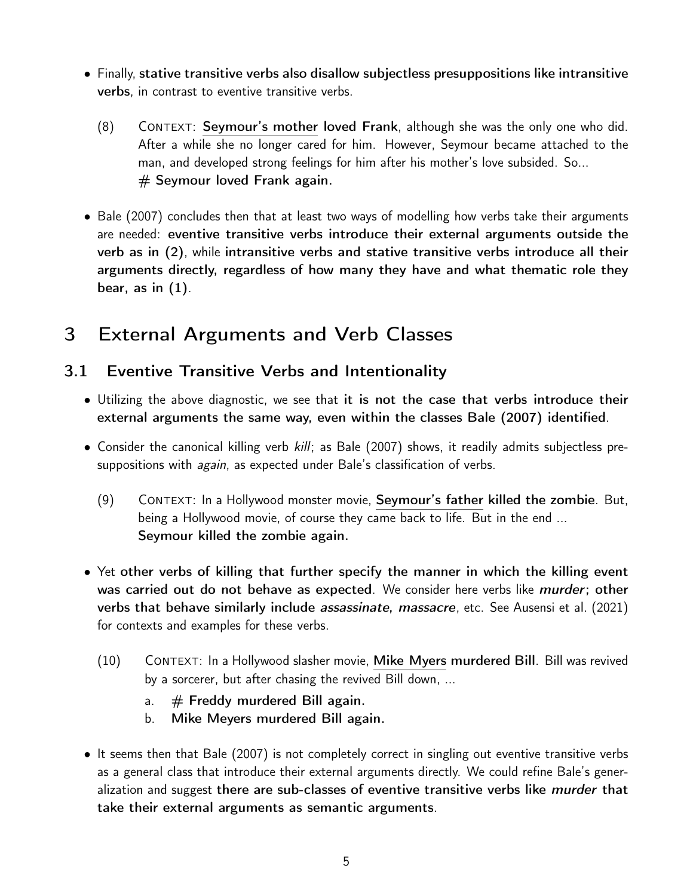- Finally, **stative transitive verbs also disallow subjectless presuppositions like intransitive verbs**, in contrast to eventive transitive verbs.

  (8) CONTEXT: **Seymour's mother loved Frank**, although she was the only one who did. After a while she no longer cared for him. However, Seymour became attached to the man, and developed strong feelings for him after his mother's love subsided. So...
  **# Seymour loved Frank again.**

- Bale (2007) concludes then that at least two ways of modelling how verbs take their arguments are needed: **eventive transitive verbs introduce their external arguments outside the verb as in (2)**, while **intransitive verbs and stative transitive verbs introduce all their arguments directly, regardless of how many they have and what thematic role they bear, as in (1)**.

# 3 External Arguments and Verb Classes

## 3.1 Eventive Transitive Verbs and Intentionality

- Utilizing the above diagnostic, we see that **it is not the case that verbs introduce their external arguments the same way, even within the classes Bale (2007) identified**.

- Consider the canonical killing verb *kill*; as Bale (2007) shows, it readily admits subjectless presuppositions with *again*, as expected under Bale's classification of verbs.

  (9) CONTEXT: In a Hollywood monster movie, **Seymour's father killed the zombie**. But, being a Hollywood movie, of course they came back to life. But in the end ...
  **Seymour killed the zombie again.**

- Yet **other verbs of killing that further specify the manner in which the killing event was carried out do not behave as expected**. We consider here verbs like ***murder*; other verbs that behave similarly include *assassinate*, *massacre***, etc. See Ausensi et al. (2021) for contexts and examples for these verbs.

  (10) CONTEXT: In a Hollywood slasher movie, **Mike Myers murdered Bill**. Bill was revived by a sorcerer, but after chasing the revived Bill down, ...
  a. **# Freddy murdered Bill again.**
  b. **Mike Meyers murdered Bill again.**

- It seems then that Bale (2007) is not completely correct in singling out eventive transitive verbs as a general class that introduce their external arguments directly. We could refine Bale's generalization and suggest **there are sub-classes of eventive transitive verbs like *murder* that take their external arguments as semantic arguments**.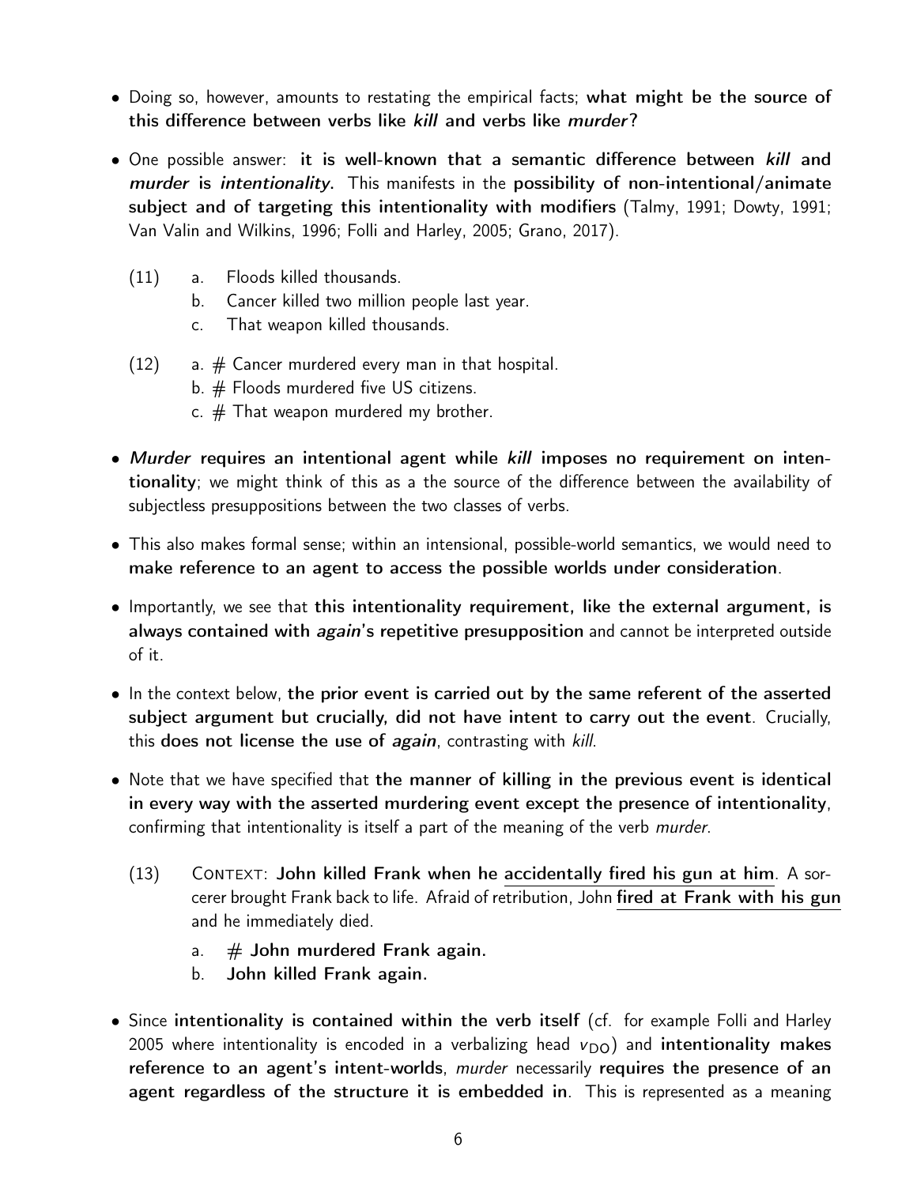- Doing so, however, amounts to restating the empirical facts; **what might be the source of this difference between verbs like *kill* and verbs like *murder*?**

- One possible answer: **it is well-known that a semantic difference between *kill* and *murder* is *intentionality*.** This manifests in the **possibility of non-intentional/animate subject and of targeting this intentionality with modifiers** (Talmy, 1991; Dowty, 1991; Van Valin and Wilkins, 1996; Folli and Harley, 2005; Grano, 2017).

(11)
  a. Floods killed thousands.
  b. Cancer killed two million people last year.
  c. That weapon killed thousands.

(12)
  a. # Cancer murdered every man in that hospital.
  b. # Floods murdered five US citizens.
  c. # That weapon murdered my brother.

- ***Murder* requires an intentional agent while *kill* imposes no requirement on intentionality**; we might think of this as a the source of the difference between the availability of subjectless presuppositions between the two classes of verbs.

- This also makes formal sense; within an intensional, possible-world semantics, we would need to **make reference to an agent to access the possible worlds under consideration**.

- Importantly, we see that **this intentionality requirement, like the external argument, is always contained with *again*'s repetitive presupposition** and cannot be interpreted outside of it.

- In the context below, **the prior event is carried out by the same referent of the asserted subject argument but crucially, did not have intent to carry out the event**. Crucially, this **does not license the use of *again***, contrasting with *kill*.

- Note that we have specified that **the manner of killing in the previous event is identical in every way with the asserted murdering event except the presence of intentionality**, confirming that intentionality is itself a part of the meaning of the verb *murder*.

(13) CONTEXT: **John killed Frank when he accidentally fired his gun at him**. A sorcerer brought Frank back to life. Afraid of retribution, John **fired at Frank with his gun** and he immediately died.
  a. **# John murdered Frank again.**
  b. **John killed Frank again.**

- Since **intentionality is contained within the verb itself** (cf. for example Folli and Harley 2005 where intentionality is encoded in a verbalizing head $v_{\text{DO}}$) and **intentionality makes reference to an agent's intent-worlds**, *murder* necessarily **requires the presence of an agent regardless of the structure it is embedded in**. This is represented as a meaning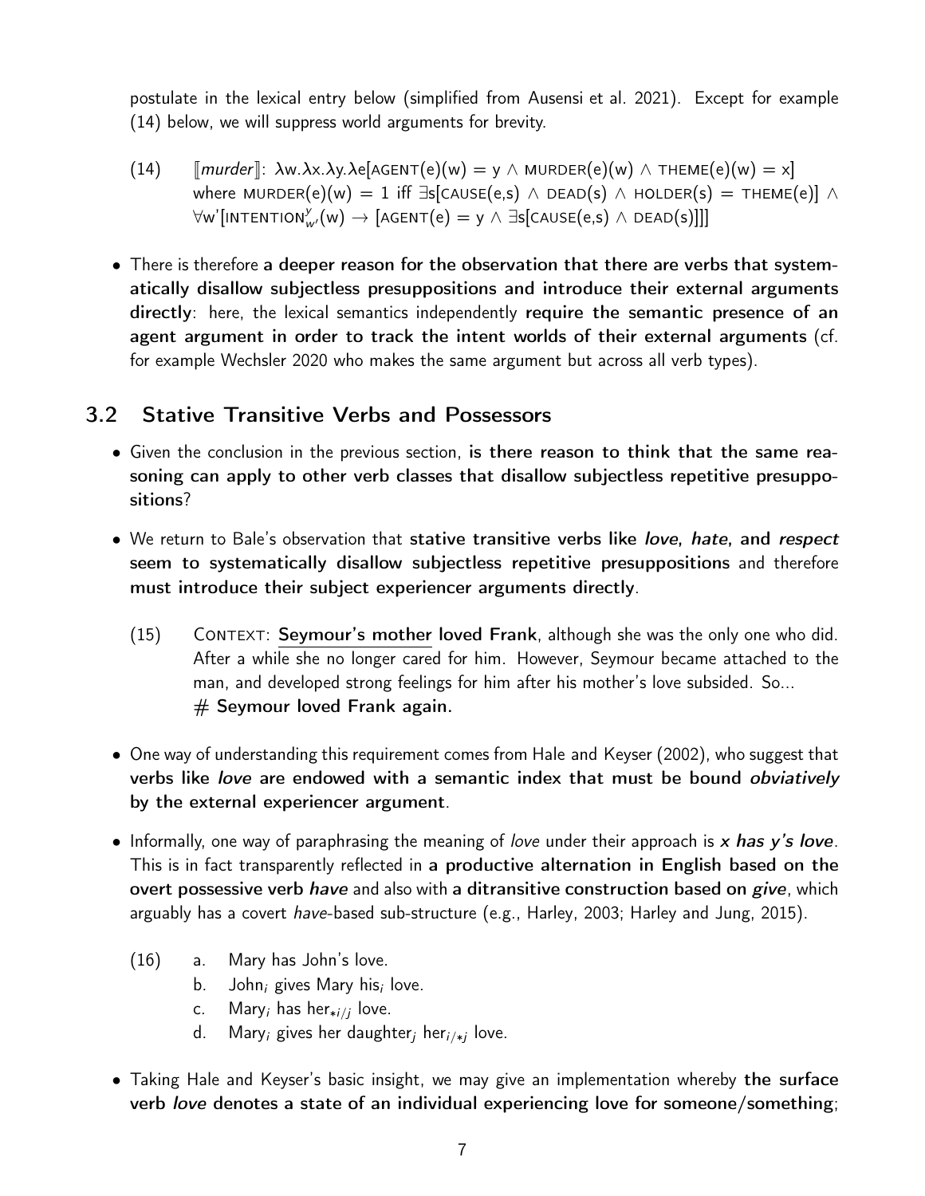postulate in the lexical entry below (simplified from Ausensi et al. 2021). Except for example (14) below, we will suppress world arguments for brevity.

(14) $[\![murder]\!]$: $\lambda w.\lambda x.\lambda y.\lambda e[\text{AGENT}(e)(w) = y \wedge \text{MURDER}(e)(w) \wedge \text{THEME}(e)(w) = x]$ where $\text{MURDER}(e)(w) = 1$ iff $\exists s[\text{CAUSE}(e,s) \wedge \text{DEAD}(s) \wedge \text{HOLDER}(s) = \text{THEME}(e)] \wedge \forall w'[\text{INTENTION}^{y}_{w'}(w) \rightarrow [\text{AGENT}(e) = y \wedge \exists s[\text{CAUSE}(e,s) \wedge \text{DEAD}(s)]]]$

- There is therefore **a deeper reason for the observation that there are verbs that systematically disallow subjectless presuppositions and introduce their external arguments directly**: here, the lexical semantics independently **require the semantic presence of an agent argument in order to track the intent worlds of their external arguments** (cf. for example Wechsler 2020 who makes the same argument but across all verb types).

## 3.2 Stative Transitive Verbs and Possessors

- Given the conclusion in the previous section, **is there reason to think that the same reasoning can apply to other verb classes that disallow subjectless repetitive presuppositions**?
- We return to Bale's observation that **stative transitive verbs like *love*, *hate*, and *respect* seem to systematically disallow subjectless repetitive presuppositions** and therefore **must introduce their subject experiencer arguments directly**.

(15) CONTEXT: <u>**Seymour's mother**</u> **loved Frank**, although she was the only one who did. After a while she no longer cared for him. However, Seymour became attached to the man, and developed strong feelings for him after his mother's love subsided. So...
# **Seymour loved Frank again.**

- One way of understanding this requirement comes from Hale and Keyser (2002), who suggest that **verbs like *love* are endowed with a semantic index that must be bound *obviatively* by the external experiencer argument**.
- Informally, one way of paraphrasing the meaning of *love* under their approach is ***x has y's love***. This is in fact transparently reflected in **a productive alternation in English based on the overt possessive verb *have*** and also with **a ditransitive construction based on *give***, which arguably has a covert *have*-based sub-structure (e.g., Harley, 2003; Harley and Jung, 2015).

(16) a. Mary has John's love.
b. John$_i$ gives Mary his$_i$ love.
c. Mary$_i$ has her$_{*i/j}$ love.
d. Mary$_i$ gives her daughter$_j$ her$_{i/*j}$ love.

- Taking Hale and Keyser's basic insight, we may give an implementation whereby **the surface verb *love* denotes a state of an individual experiencing love for someone/something**;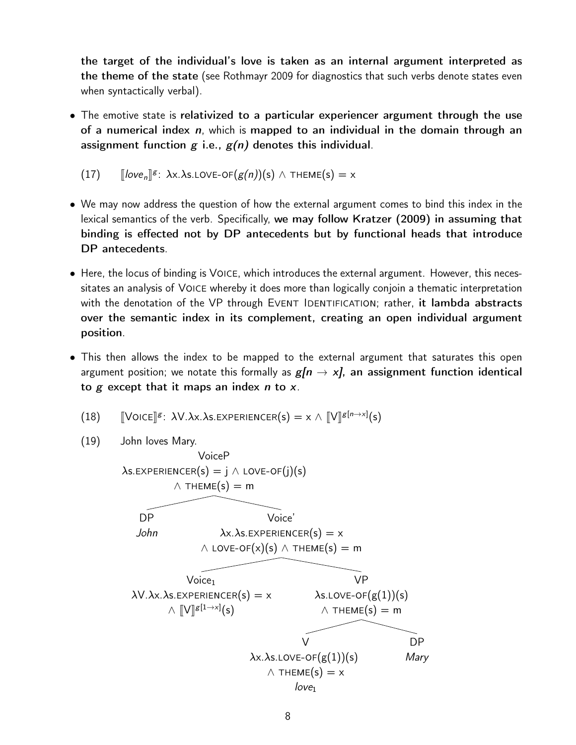**the target of the individual's love is taken as an internal argument interpreted as the theme of the state** (see Rothmayr 2009 for diagnostics that such verbs denote states even when syntactically verbal).

- The emotive state is **relativized to a particular experiencer argument through the use of a numerical index *n*,** which is **mapped to an individual in the domain through an assignment function *g* i.e., *g(n)* denotes this individual.**

(17) $[\![love_n]\!]^g$: $\lambda x.\lambda s.\textsc{love-of}(g(n))(s) \wedge \textsc{theme}(s) = x$

- We may now address the question of how the external argument comes to bind this index in the lexical semantics of the verb. Specifically, **we may follow Kratzer (2009) in assuming that binding is effected not by DP antecedents but by functional heads that introduce DP antecedents.**

- Here, the locus of binding is Voice, which introduces the external argument. However, this necessitates an analysis of Voice whereby it does more than logically conjoin a thematic interpretation with the denotation of the VP through Event Identification; rather, **it lambda abstracts over the semantic index in its complement, creating an open individual argument position.**

- This then allows the index to be mapped to the external argument that saturates this open argument position; we notate this formally as ***g[n → x]*, an assignment function identical to *g* except that it maps an index *n* to *x*.**

(18) $[\![\textsc{Voice}]\!]^g$: $\lambda V.\lambda x.\lambda s.\textsc{experiencer}(s) = x \wedge [\![V]\!]^{g[n \rightarrow x]}(s)$

(19) John loves Mary.

- VoiceP: $\lambda s.\textsc{experiencer}(s) = j \wedge \textsc{love-of}(j)(s) \wedge \textsc{theme}(s) = m$
  - DP: *John*
  - Voice': $\lambda x.\lambda s.\textsc{experiencer}(s) = x \wedge \textsc{love-of}(x)(s) \wedge \textsc{theme}(s) = m$
    - $\text{Voice}_1$: $\lambda V.\lambda x.\lambda s.\textsc{experiencer}(s) = x \wedge [\![V]\!]^{g[1 \rightarrow x]}(s)$
    - VP: $\lambda s.\textsc{love-of}(g(1))(s) \wedge \textsc{theme}(s) = m$
      - V: $\lambda x.\lambda s.\textsc{love-of}(g(1))(s) \wedge \textsc{theme}(s) = x$ — $love_1$
      - DP: *Mary*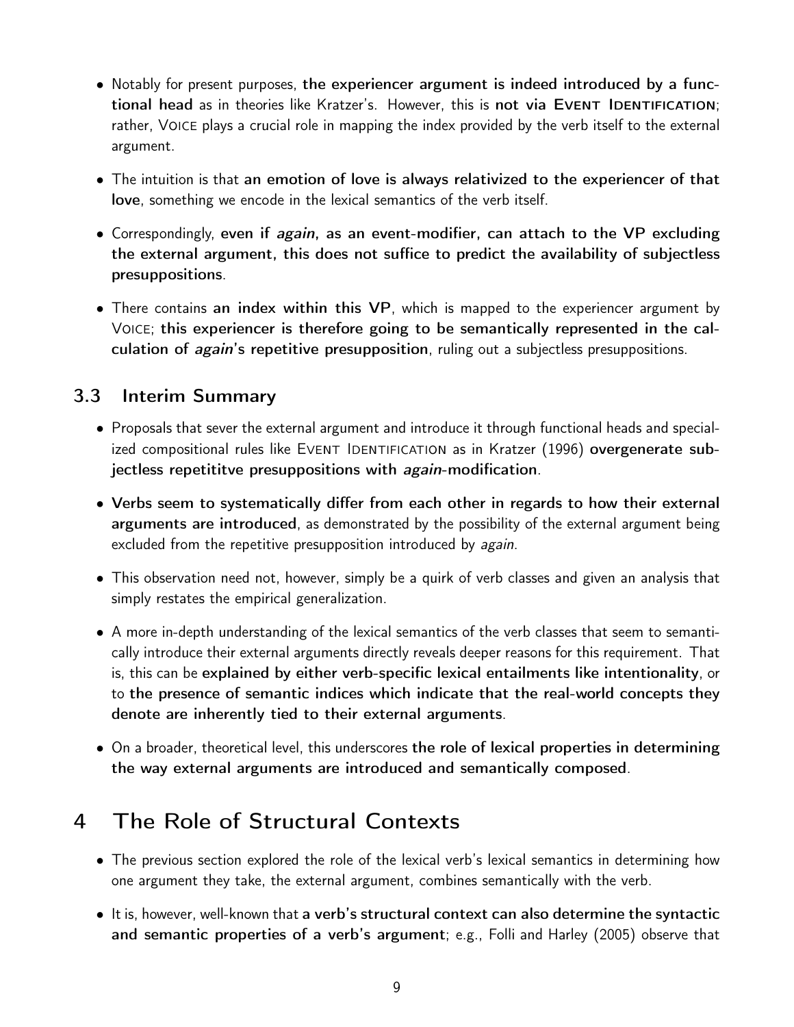- Notably for present purposes, **the experiencer argument is indeed introduced by a functional head** as in theories like Kratzer's. However, this is **not via Event Identification**; rather, Voice plays a crucial role in mapping the index provided by the verb itself to the external argument.

- The intuition is that **an emotion of love is always relativized to the experiencer of that love**, something we encode in the lexical semantics of the verb itself.

- Correspondingly, **even if *again*, as an event-modifier, can attach to the VP excluding the external argument, this does not suffice to predict the availability of subjectless presuppositions**.

- There contains **an index within this VP**, which is mapped to the experiencer argument by Voice; **this experiencer is therefore going to be semantically represented in the calculation of *again*'s repetitive presupposition**, ruling out a subjectless presuppositions.

### 3.3 Interim Summary

- Proposals that sever the external argument and introduce it through functional heads and specialized compositional rules like Event Identification as in Kratzer (1996) **overgenerate subjectless repetititve presuppositions with *again*-modification**.

- **Verbs seem to systematically differ from each other in regards to how their external arguments are introduced**, as demonstrated by the possibility of the external argument being excluded from the repetitive presupposition introduced by *again*.

- This observation need not, however, simply be a quirk of verb classes and given an analysis that simply restates the empirical generalization.

- A more in-depth understanding of the lexical semantics of the verb classes that seem to semantically introduce their external arguments directly reveals deeper reasons for this requirement. That is, this can be **explained by either verb-specific lexical entailments like intentionality**, or to **the presence of semantic indices which indicate that the real-world concepts they denote are inherently tied to their external arguments**.

- On a broader, theoretical level, this underscores **the role of lexical properties in determining the way external arguments are introduced and semantically composed**.

## 4 The Role of Structural Contexts

- The previous section explored the role of the lexical verb's lexical semantics in determining how one argument they take, the external argument, combines semantically with the verb.

- It is, however, well-known that **a verb's structural context can also determine the syntactic and semantic properties of a verb's argument**; e.g., Folli and Harley (2005) observe that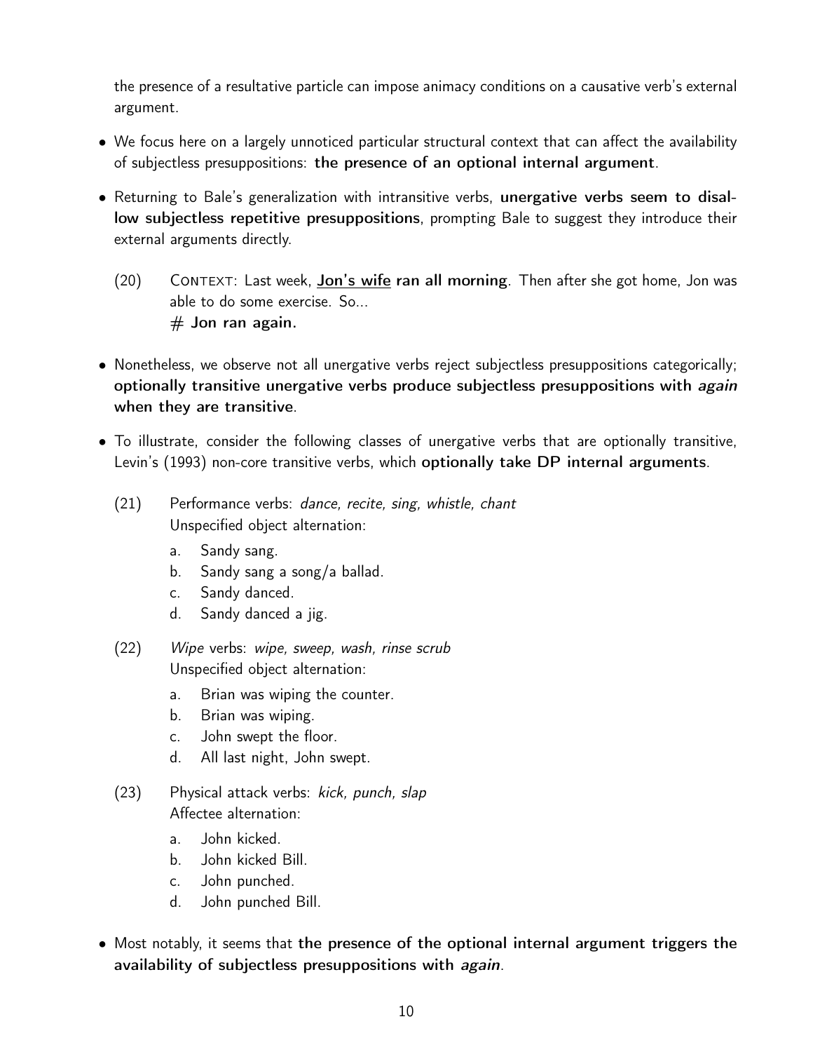the presence of a resultative particle can impose animacy conditions on a causative verb's external argument.

- We focus here on a largely unnoticed particular structural context that can affect the availability of subjectless presuppositions: **the presence of an optional internal argument**.
- Returning to Bale's generalization with intransitive verbs, **unergative verbs seem to disallow subjectless repetitive presuppositions**, prompting Bale to suggest they introduce their external arguments directly.

(20) CONTEXT: Last week, **<u>Jon's wife</u> ran all morning**. Then after she got home, Jon was able to do some exercise. So...
**# Jon ran again.**

- Nonetheless, we observe not all unergative verbs reject subjectless presuppositions categorically; **optionally transitive unergative verbs produce subjectless presuppositions with *again* when they are transitive**.
- To illustrate, consider the following classes of unergative verbs that are optionally transitive, Levin's (1993) non-core transitive verbs, which **optionally take DP internal arguments**.

(21) Performance verbs: *dance, recite, sing, whistle, chant*
Unspecified object alternation:

a. Sandy sang.
b. Sandy sang a song/a ballad.
c. Sandy danced.
d. Sandy danced a jig.

(22) *Wipe* verbs: *wipe, sweep, wash, rinse scrub*
Unspecified object alternation:

a. Brian was wiping the counter.
b. Brian was wiping.
c. John swept the floor.
d. All last night, John swept.

(23) Physical attack verbs: *kick, punch, slap*
Affectee alternation:

a. John kicked.
b. John kicked Bill.
c. John punched.
d. John punched Bill.

- Most notably, it seems that **the presence of the optional internal argument triggers the availability of subjectless presuppositions with *again***.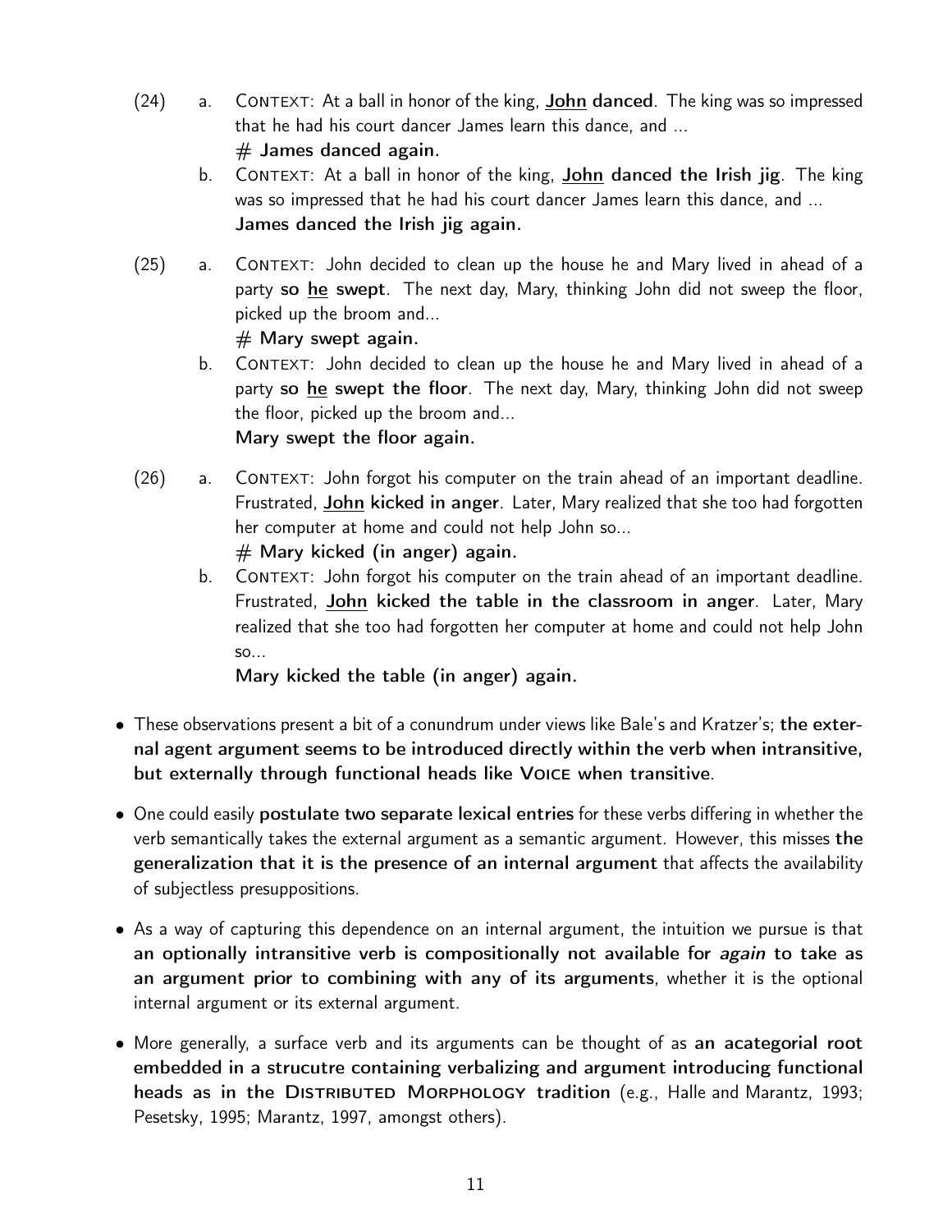(24) a. Context: At a ball in honor of the king, **<u>John</u> danced**. The king was so impressed that he had his court dancer James learn this dance, and ...
 **# James danced again.**

 b. Context: At a ball in honor of the king, **<u>John</u> danced the Irish jig**. The king was so impressed that he had his court dancer James learn this dance, and ...
 **James danced the Irish jig again.**

(25) a. Context: John decided to clean up the house he and Mary lived in ahead of a party **so <u>he</u> swept**. The next day, Mary, thinking John did not sweep the floor, picked up the broom and...
 **# Mary swept again.**

 b. Context: John decided to clean up the house he and Mary lived in ahead of a party **so <u>he</u> swept the floor**. The next day, Mary, thinking John did not sweep the floor, picked up the broom and...
 **Mary swept the floor again.**

(26) a. Context: John forgot his computer on the train ahead of an important deadline. Frustrated, **<u>John</u> kicked in anger**. Later, Mary realized that she too had forgotten her computer at home and could not help John so...
 **# Mary kicked (in anger) again.**

 b. Context: John forgot his computer on the train ahead of an important deadline. Frustrated, **<u>John</u> kicked the table in the classroom in anger**. Later, Mary realized that she too had forgotten her computer at home and could not help John so...
 **Mary kicked the table (in anger) again.**

- These observations present a bit of a conundrum under views like Bale's and Kratzer's; **the external agent argument seems to be introduced directly within the verb when intransitive, but externally through functional heads like Voice when transitive**.

- One could easily **postulate two separate lexical entries** for these verbs differing in whether the verb semantically takes the external argument as a semantic argument. However, this misses **the generalization that it is the presence of an internal argument** that affects the availability of subjectless presuppositions.

- As a way of capturing this dependence on an internal argument, the intuition we pursue is that **an optionally intransitive verb is compositionally not available for *again* to take as an argument prior to combining with any of its arguments**, whether it is the optional internal argument or its external argument.

- More generally, a surface verb and its arguments can be thought of as **an acategorial root embedded in a strucutre containing verbalizing and argument introducing functional heads as in the Distributed Morphology tradition** (e.g., Halle and Marantz, 1993; Pesetsky, 1995; Marantz, 1997, amongst others).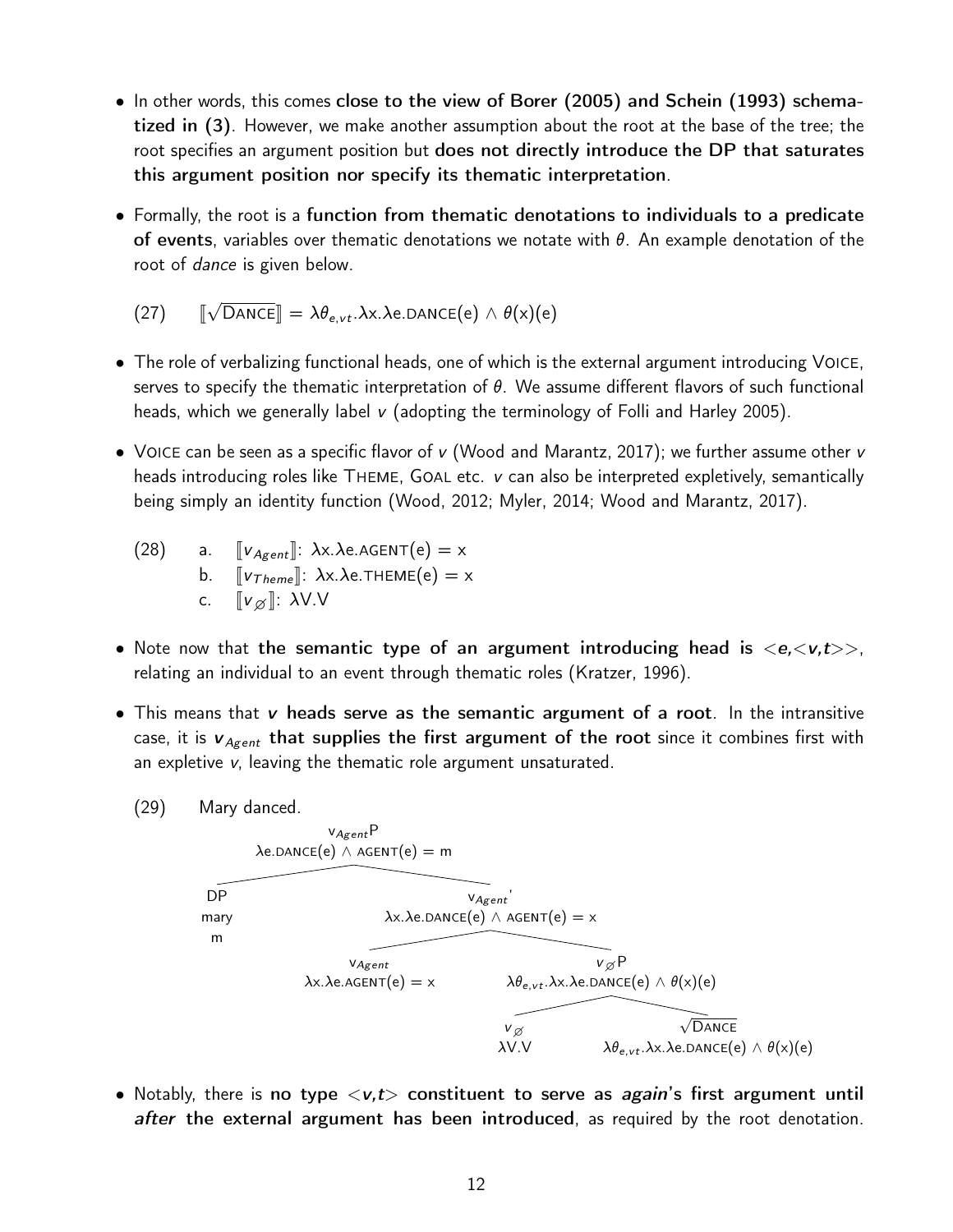- In other words, this comes **close to the view of Borer (2005) and Schein (1993) schematized in (3)**. However, we make another assumption about the root at the base of the tree; the root specifies an argument position but **does not directly introduce the DP that saturates this argument position nor specify its thematic interpretation**.

- Formally, the root is a **function from thematic denotations to individuals to a predicate of events**, variables over thematic denotations we notate with $\theta$. An example denotation of the root of *dance* is given below.

(27) $[\![\sqrt{\text{DANCE}}]\!] = \lambda\theta_{e,vt}.\lambda x.\lambda e.\text{DANCE}(e) \wedge \theta(x)(e)$

- The role of verbalizing functional heads, one of which is the external argument introducing VOICE, serves to specify the thematic interpretation of $\theta$. We assume different flavors of such functional heads, which we generally label $v$ (adopting the terminology of Folli and Harley 2005).

- VOICE can be seen as a specific flavor of $v$ (Wood and Marantz, 2017); we further assume other $v$ heads introducing roles like THEME, GOAL etc. $v$ can also be interpreted expletively, semantically being simply an identity function (Wood, 2012; Myler, 2014; Wood and Marantz, 2017).

(28)
a. $[\![v_{Agent}]\!]$: $\lambda x.\lambda e.\text{AGENT}(e) = x$
b. $[\![v_{Theme}]\!]$: $\lambda x.\lambda e.\text{THEME}(e) = x$
c. $[\![v_{\varnothing}]\!]$: $\lambda V.V$

- Note now that **the semantic type of an argument introducing head is $<e,<v,t>>$**, relating an individual to an event through thematic roles (Kratzer, 1996).

- This means that **$v$ heads serve as the semantic argument of a root**. In the intransitive case, it is **$v_{Agent}$ that supplies the first argument of the root** since it combines first with an expletive $v$, leaving the thematic role argument unsaturated.

(29) Mary danced.

```
v_Agent P
λe.DANCE(e) ∧ AGENT(e) = m
├── DP
│   mary
│   m
└── v_Agent'
    λx.λe.DANCE(e) ∧ AGENT(e) = x
    ├── v_Agent
    │   λx.λe.AGENT(e) = x
    └── v_∅ P
        λθ_{e,vt}.λx.λe.DANCE(e) ∧ θ(x)(e)
        ├── v_∅
        │   λV.V
        └── √DANCE
            λθ_{e,vt}.λx.λe.DANCE(e) ∧ θ(x)(e)
```

- Notably, there is **no type $<v,t>$ constituent to serve as *again*'s first argument until *after* the external argument has been introduced**, as required by the root denotation.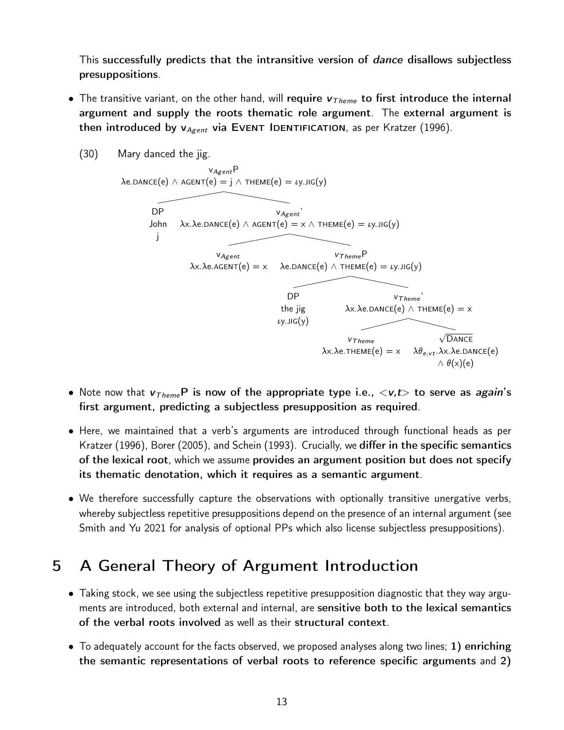This **successfully predicts that the intransitive version of *dance* disallows subjectless presuppositions**.

- The transitive variant, on the other hand, will **require $v_{Theme}$ to first introduce the internal argument and supply the roots thematic role argument**. The **external argument is then introduced by $v_{Agent}$ via EVENT IDENTIFICATION**, as per Kratzer (1996).

(30) Mary danced the jig.

- $v_{Agent}$P: $\lambda e.\text{DANCE}(e) \wedge \text{AGENT}(e) = j \wedge \text{THEME}(e) = \iota y.\text{JIG}(y)$
  - DP: John, $j$
  - $v_{Agent}$': $\lambda x.\lambda e.\text{DANCE}(e) \wedge \text{AGENT}(e) = x \wedge \text{THEME}(e) = \iota y.\text{JIG}(y)$
    - $v_{Agent}$: $\lambda x.\lambda e.\text{AGENT}(e) = x$
    - $v_{Theme}$P: $\lambda e.\text{DANCE}(e) \wedge \text{THEME}(e) = \iota y.\text{JIG}(y)$
      - DP: the jig, $\iota y.\text{JIG}(y)$
      - $v_{Theme}$': $\lambda x.\lambda e.\text{DANCE}(e) \wedge \text{THEME}(e) = x$
        - $v_{Theme}$: $\lambda x.\lambda e.\text{THEME}(e) = x$
        - $\sqrt{\text{DANCE}}$: $\lambda \theta_{e,vt}.\lambda x.\lambda e.\text{DANCE}(e) \wedge \theta(x)(e)$

- Note now that **$v_{Theme}$P is now of the appropriate type i.e., $<v,t>$ to serve as *again*'s first argument, predicting a subjectless presupposition as required**.

- Here, we maintained that a verb's arguments are introduced through functional heads as per Kratzer (1996), Borer (2005), and Schein (1993). Crucially, we **differ in the specific semantics of the lexical root**, which we assume **provides an argument position but does not specify its thematic denotation, which it requires as a semantic argument**.

- We therefore successfully capture the observations with optionally transitive unergative verbs, whereby subjectless repetitive presuppositions depend on the presence of an internal argument (see Smith and Yu 2021 for analysis of optional PPs which also license subjectless presuppositions).

## 5 A General Theory of Argument Introduction

- Taking stock, we see using the subjectless repetitive presupposition diagnostic that they way arguments are introduced, both external and internal, are **sensitive both to the lexical semantics of the verbal roots involved** as well as their **structural context**.

- To adequately account for the facts observed, we proposed analyses along two lines; **1) enriching the semantic representations of verbal roots to reference specific arguments** and **2)**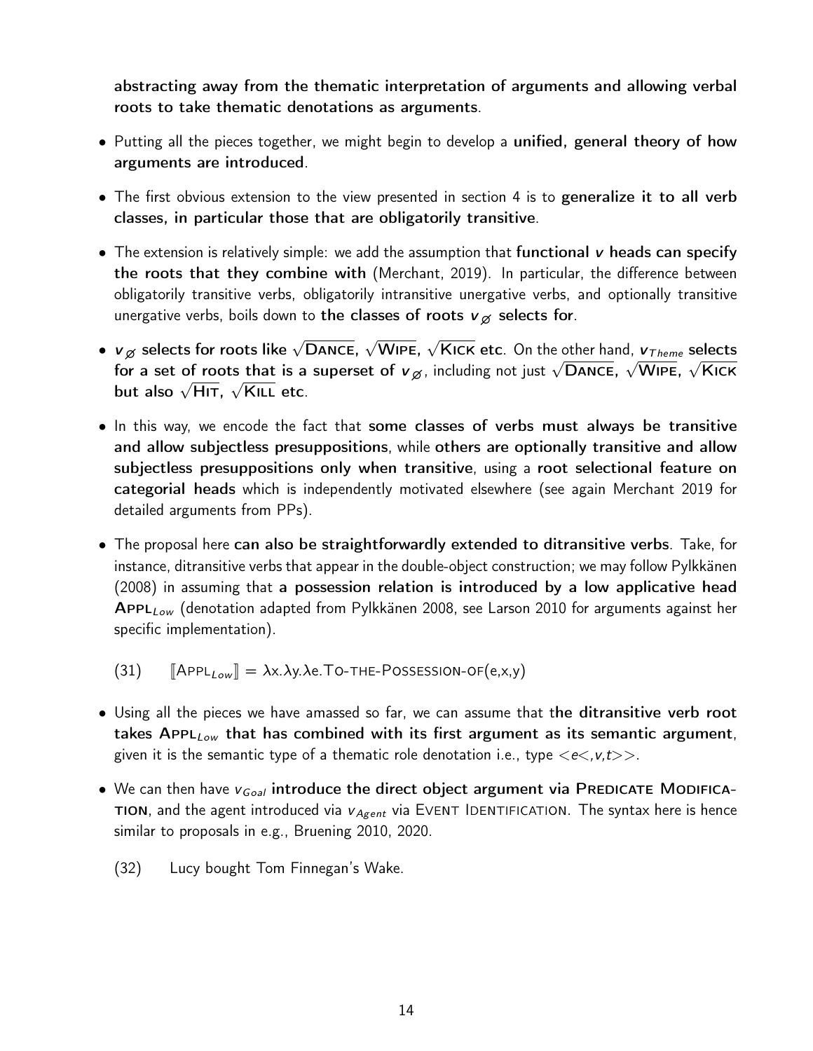**abstracting away from the thematic interpretation of arguments and allowing verbal roots to take thematic denotations as arguments**.

- Putting all the pieces together, we might begin to develop a **unified, general theory of how arguments are introduced**.
- The first obvious extension to the view presented in section 4 is to **generalize it to all verb classes, in particular those that are obligatorily transitive**.
- The extension is relatively simple: we add the assumption that **functional *v* heads can specify the roots that they combine with** (Merchant, 2019). In particular, the difference between obligatorily transitive verbs, obligatorily intransitive unergative verbs, and optionally transitive unergative verbs, boils down to **the classes of roots $v_{\varnothing}$ selects for**.
- **$v_{\varnothing}$ selects for roots like $\sqrt{\text{DANCE}}$, $\sqrt{\text{WIPE}}$, $\sqrt{\text{KICK}}$ etc**. On the other hand, **$v_{Theme}$ selects for a set of roots that is a superset of $v_{\varnothing}$**, including not just $\sqrt{\text{DANCE}}$, $\sqrt{\text{WIPE}}$, $\sqrt{\text{KICK}}$ **but also $\sqrt{\text{HIT}}$, $\sqrt{\text{KILL}}$ etc**.
- In this way, we encode the fact that **some classes of verbs must always be transitive and allow subjectless presuppositions**, while **others are optionally transitive and allow subjectless presuppositions only when transitive**, using a **root selectional feature on categorial heads** which is independently motivated elsewhere (see again Merchant 2019 for detailed arguments from PPs).
- The proposal here **can also be straightforwardly extended to ditransitive verbs**. Take, for instance, ditransitive verbs that appear in the double-object construction; we may follow Pylkkänen (2008) in assuming that **a possession relation is introduced by a low applicative head** **APPL$_{Low}$** (denotation adapted from Pylkkänen 2008, see Larson 2010 for arguments against her specific implementation).

(31) $[\![\text{APPL}_{Low}]\!] = \lambda x.\lambda y.\lambda e.\text{TO-THE-POSSESSION-OF}(e,x,y)$

- Using all the pieces we have amassed so far, we can assume that t**he ditransitive verb root takes APPL$_{Low}$ that has combined with its first argument as its semantic argument**, given it is the semantic type of a thematic role denotation i.e., type $<e<,v,t>>$.
- We can then have $v_{Goal}$ **introduce the direct object argument via PREDICATE MODIFICATION**, and the agent introduced via $v_{Agent}$ via EVENT IDENTIFICATION. The syntax here is hence similar to proposals in e.g., Bruening 2010, 2020.

(32) Lucy bought Tom Finnegan's Wake.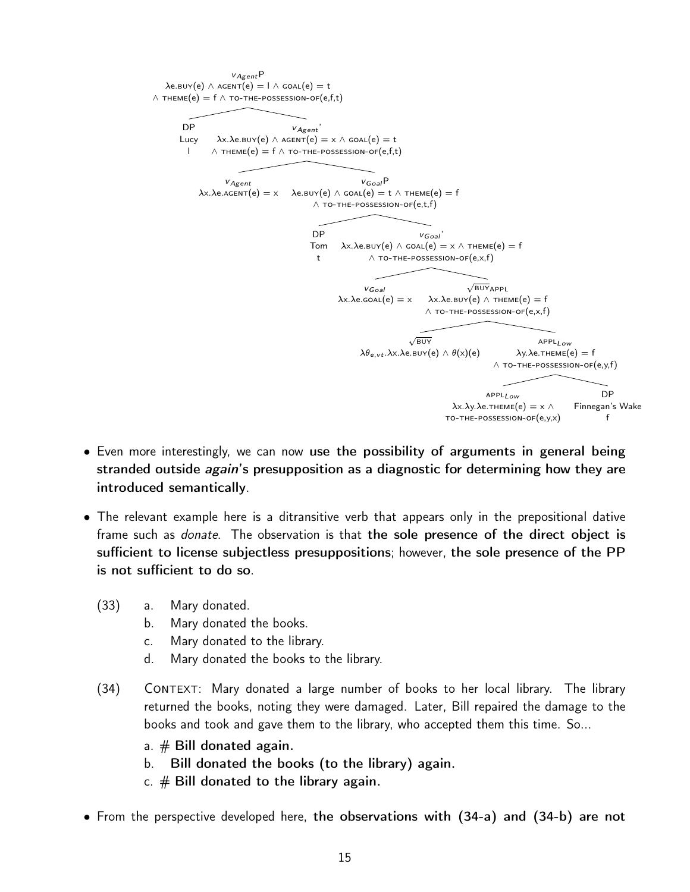$v_{Agent}$P
$\lambda$e.BUY(e) $\wedge$ AGENT(e) = l $\wedge$ GOAL(e) = t $\wedge$ THEME(e) = f $\wedge$ TO-THE-POSSESSION-OF(e,f,t)

- DP: Lucy (l)
- $v_{Agent}$': $\lambda$x.$\lambda$e.BUY(e) $\wedge$ AGENT(e) = x $\wedge$ GOAL(e) = t $\wedge$ THEME(e) = f $\wedge$ TO-THE-POSSESSION-OF(e,f,t)
  - $v_{Agent}$: $\lambda$x.$\lambda$e.AGENT(e) = x
  - $v_{Goal}$P: $\lambda$e.BUY(e) $\wedge$ GOAL(e) = t $\wedge$ THEME(e) = f $\wedge$ TO-THE-POSSESSION-OF(e,t,f)
    - DP: Tom (t)
    - $v_{Goal}$': $\lambda$x.$\lambda$e.BUY(e) $\wedge$ GOAL(e) = x $\wedge$ THEME(e) = f $\wedge$ TO-THE-POSSESSION-OF(e,x,f)
      - $v_{Goal}$: $\lambda$x.$\lambda$e.GOAL(e) = x
      - $\sqrt{\text{BUY}}$APPL: $\lambda$x.$\lambda$e.BUY(e) $\wedge$ THEME(e) = f $\wedge$ TO-THE-POSSESSION-OF(e,x,f)
        - $\sqrt{\text{BUY}}$: $\lambda\theta_{e,vt}$.$\lambda$x.$\lambda$e.BUY(e) $\wedge$ $\theta$(x)(e)
        - APPL$_{Low}$: $\lambda$y.$\lambda$e.THEME(e) = f $\wedge$ TO-THE-POSSESSION-OF(e,y,f)
          - APPL$_{Low}$: $\lambda$x.$\lambda$y.$\lambda$e.THEME(e) = x $\wedge$ TO-THE-POSSESSION-OF(e,y,x)
          - DP: Finnegan's Wake (f)

- Even more interestingly, we can now **use the possibility of arguments in general being stranded outside *again*'s presupposition as a diagnostic for determining how they are introduced semantically**.
- The relevant example here is a ditransitive verb that appears only in the prepositional dative frame such as *donate*. The observation is that **the sole presence of the direct object is sufficient to license subjectless presuppositions**; however, **the sole presence of the PP is not sufficient to do so**.

(33)
 a. Mary donated.
 b. Mary donated the books.
 c. Mary donated to the library.
 d. Mary donated the books to the library.

(34) CONTEXT: Mary donated a large number of books to her local library. The library returned the books, noting they were damaged. Later, Bill repaired the damage to the books and took and gave them to the library, who accepted them this time. So...
 a. # **Bill donated again.**
 b. **Bill donated the books (to the library) again.**
 c. # **Bill donated to the library again.**

- From the perspective developed here, **the observations with (34-a) and (34-b) are not**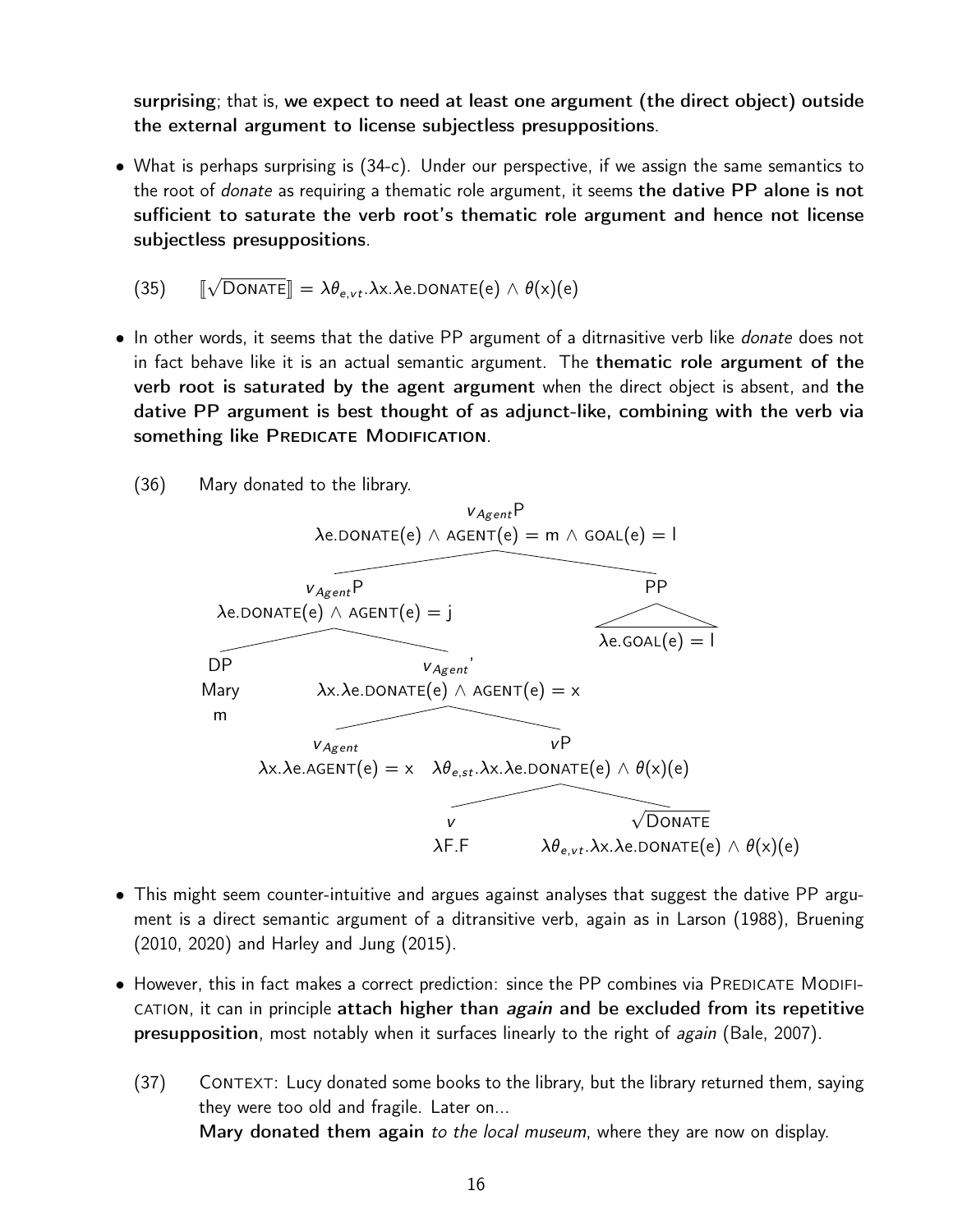**surprising**; that is, **we expect to need at least one argument (the direct object) outside the external argument to license subjectless presuppositions**.

- What is perhaps surprising is (34-c). Under our perspective, if we assign the same semantics to the root of *donate* as requiring a thematic role argument, it seems **the dative PP alone is not sufficient to saturate the verb root's thematic role argument and hence not license subjectless presuppositions**.

(35) $[\![\sqrt{\text{DONATE}}]\!] = \lambda\theta_{e,vt}.\lambda x.\lambda e.\text{DONATE}(e) \wedge \theta(x)(e)$

- In other words, it seems that the dative PP argument of a ditrnasitive verb like *donate* does not in fact behave like it is an actual semantic argument. The **thematic role argument of the verb root is saturated by the agent argument** when the direct object is absent, and **the dative PP argument is best thought of as adjunct-like, combining with the verb via something like Predicate Modification**.

(36) Mary donated to the library.

- $v_{Agent}$P: $\lambda e.\text{DONATE}(e) \wedge \text{AGENT}(e) = m \wedge \text{GOAL}(e) = l$
  - $v_{Agent}$P: $\lambda e.\text{DONATE}(e) \wedge \text{AGENT}(e) = j$
    - DP: Mary, m
    - $v_{Agent}'$: $\lambda x.\lambda e.\text{DONATE}(e) \wedge \text{AGENT}(e) = x$
      - $v_{Agent}$: $\lambda x.\lambda e.\text{AGENT}(e) = x$
      - $v$P: $\lambda\theta_{e,st}.\lambda x.\lambda e.\text{DONATE}(e) \wedge \theta(x)(e)$
        - $v$: $\lambda F.F$
        - $\sqrt{\text{DONATE}}$: $\lambda\theta_{e,vt}.\lambda x.\lambda e.\text{DONATE}(e) \wedge \theta(x)(e)$
  - PP: $\lambda e.\text{GOAL}(e) = l$

- This might seem counter-intuitive and argues against analyses that suggest the dative PP argument is a direct semantic argument of a ditransitive verb, again as in Larson (1988), Bruening (2010, 2020) and Harley and Jung (2015).

- However, this in fact makes a correct prediction: since the PP combines via Predicate Modification, it can in principle **attach higher than *again* and be excluded from its repetitive presupposition**, most notably when it surfaces linearly to the right of *again* (Bale, 2007).

(37) Context: Lucy donated some books to the library, but the library returned them, saying they were too old and fragile. Later on...
**Mary donated them again** *to the local museum*, where they are now on display.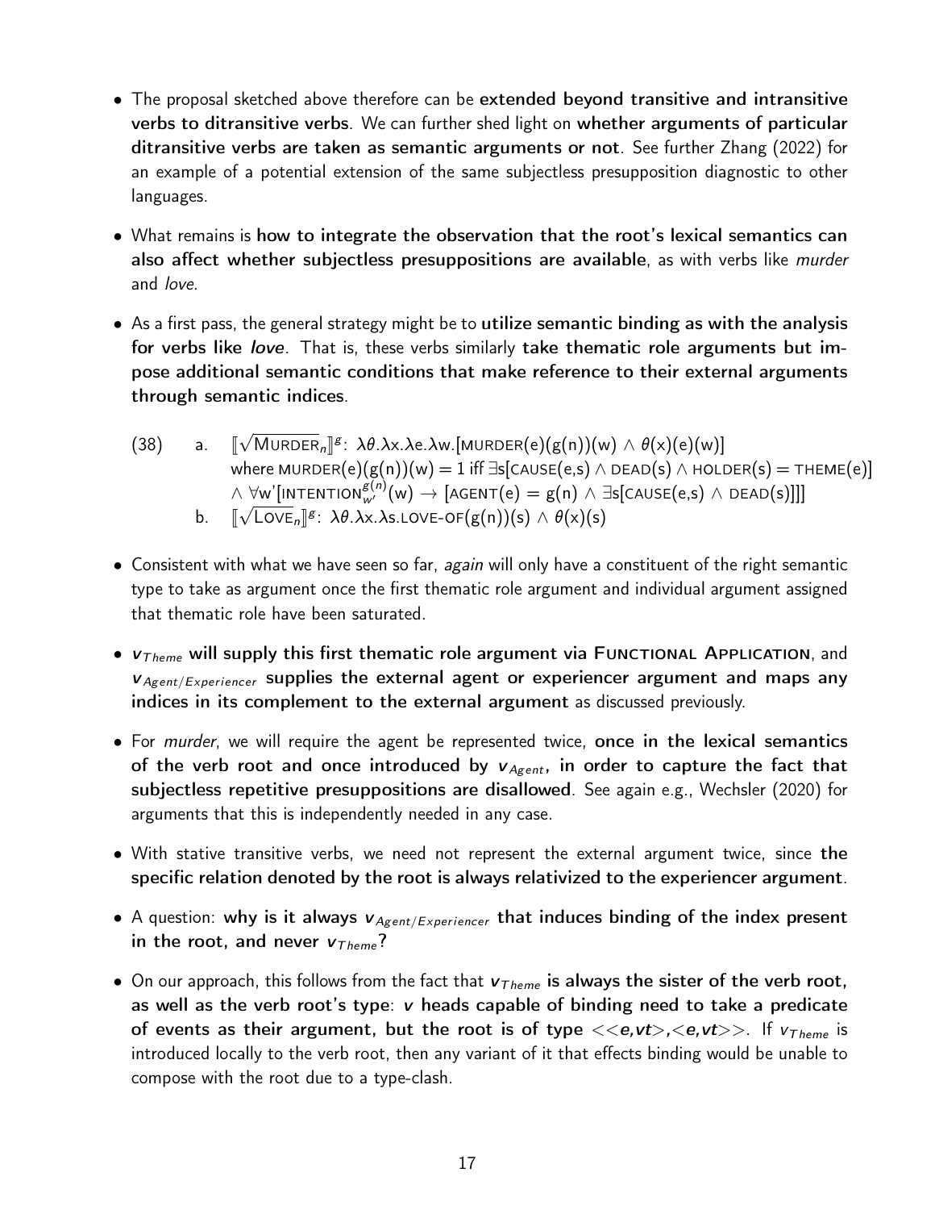- The proposal sketched above therefore can be **extended beyond transitive and intransitive verbs to ditransitive verbs**. We can further shed light on **whether arguments of particular ditransitive verbs are taken as semantic arguments or not**. See further Zhang (2022) for an example of a potential extension of the same subjectless presupposition diagnostic to other languages.

- What remains is **how to integrate the observation that the root's lexical semantics can also affect whether subjectless presuppositions are available**, as with verbs like *murder* and *love*.

- As a first pass, the general strategy might be to **utilize semantic binding as with the analysis for verbs like *love***. That is, these verbs similarly **take thematic role arguments but impose additional semantic conditions that make reference to their external arguments through semantic indices**.

(38) a. $[\![\sqrt{\text{MURDER}_n}]\!]^g$: $\lambda\theta.\lambda x.\lambda e.\lambda w.[\text{MURDER}(e)(g(n))(w) \wedge \theta(x)(e)(w)]$
where $\text{MURDER}(e)(g(n))(w) = 1$ iff $\exists s[\text{CAUSE}(e,s) \wedge \text{DEAD}(s) \wedge \text{HOLDER}(s) = \text{THEME}(e)]$ $\wedge\ \forall w'[\text{INTENTION}_{w'}^{g(n)}(w) \rightarrow [\text{AGENT}(e) = g(n) \wedge \exists s[\text{CAUSE}(e,s) \wedge \text{DEAD}(s)]]]$

b. $[\![\sqrt{\text{LOVE}_n}]\!]^g$: $\lambda\theta.\lambda x.\lambda s.\text{LOVE-OF}(g(n))(s) \wedge \theta(x)(s)$

- Consistent with what we have seen so far, *again* will only have a constituent of the right semantic type to take as argument once the first thematic role argument and individual argument assigned that thematic role have been saturated.

- $v_{Theme}$ **will supply this first thematic role argument via FUNCTIONAL APPLICATION**, and $v_{Agent/Experiencer}$ **supplies the external agent or experiencer argument and maps any indices in its complement to the external argument** as discussed previously.

- For *murder*, we will require the agent be represented twice, **once in the lexical semantics of the verb root and once introduced by $v_{Agent}$, in order to capture the fact that subjectless repetitive presuppositions are disallowed**. See again e.g., Wechsler (2020) for arguments that this is independently needed in any case.

- With stative transitive verbs, we need not represent the external argument twice, since **the specific relation denoted by the root is always relativized to the experiencer argument**.

- A question: **why is it always $v_{Agent/Experiencer}$ that induces binding of the index present in the root, and never $v_{Theme}$?**

- On our approach, this follows from the fact that **$v_{Theme}$ is always the sister of the verb root, as well as the verb root's type: $v$ heads capable of binding need to take a predicate of events as their argument, but the root is of type $<<e,vt>,<e,vt>>$.** If $v_{Theme}$ is introduced locally to the verb root, then any variant of it that effects binding would be unable to compose with the root due to a type-clash.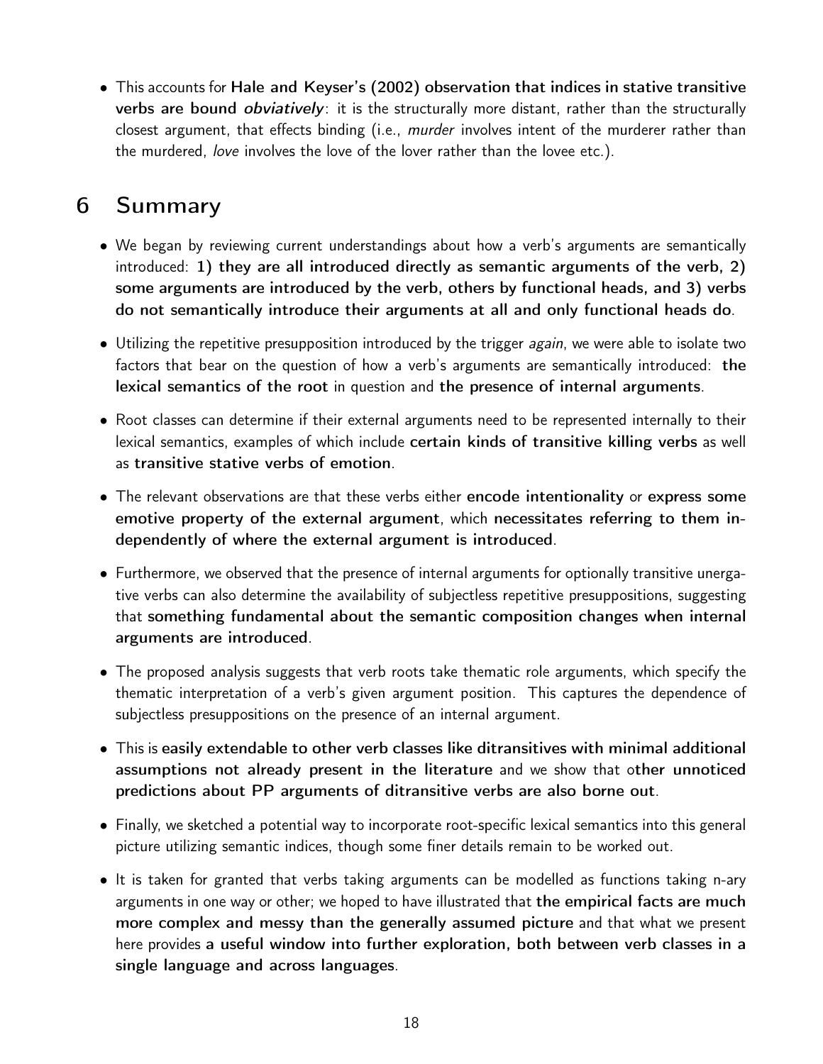- This accounts for **Hale and Keyser's (2002) observation that indices in stative transitive verbs are bound *obviatively***: it is the structurally more distant, rather than the structurally closest argument, that effects binding (i.e., *murder* involves intent of the murderer rather than the murdered, *love* involves the love of the lover rather than the lovee etc.).

## 6 Summary

- We began by reviewing current understandings about how a verb's arguments are semantically introduced: **1) they are all introduced directly as semantic arguments of the verb, 2) some arguments are introduced by the verb, others by functional heads, and 3) verbs do not semantically introduce their arguments at all and only functional heads do**.
- Utilizing the repetitive presupposition introduced by the trigger *again*, we were able to isolate two factors that bear on the question of how a verb's arguments are semantically introduced: **the lexical semantics of the root** in question and **the presence of internal arguments**.
- Root classes can determine if their external arguments need to be represented internally to their lexical semantics, examples of which include **certain kinds of transitive killing verbs** as well as **transitive stative verbs of emotion**.
- The relevant observations are that these verbs either **encode intentionality** or **express some emotive property of the external argument**, which **necessitates referring to them independently of where the external argument is introduced**.
- Furthermore, we observed that the presence of internal arguments for optionally transitive unergative verbs can also determine the availability of subjectless repetitive presuppositions, suggesting that **something fundamental about the semantic composition changes when internal arguments are introduced**.
- The proposed analysis suggests that verb roots take thematic role arguments, which specify the thematic interpretation of a verb's given argument position. This captures the dependence of subjectless presuppositions on the presence of an internal argument.
- This is **easily extendable to other verb classes like ditransitives with minimal additional assumptions not already present in the literature** and we show that o**ther unnoticed predictions about PP arguments of ditransitive verbs are also borne out**.
- Finally, we sketched a potential way to incorporate root-specific lexical semantics into this general picture utilizing semantic indices, though some finer details remain to be worked out.
- It is taken for granted that verbs taking arguments can be modelled as functions taking n-ary arguments in one way or other; we hoped to have illustrated that **the empirical facts are much more complex and messy than the generally assumed picture** and that what we present here provides **a useful window into further exploration, both between verb classes in a single language and across languages**.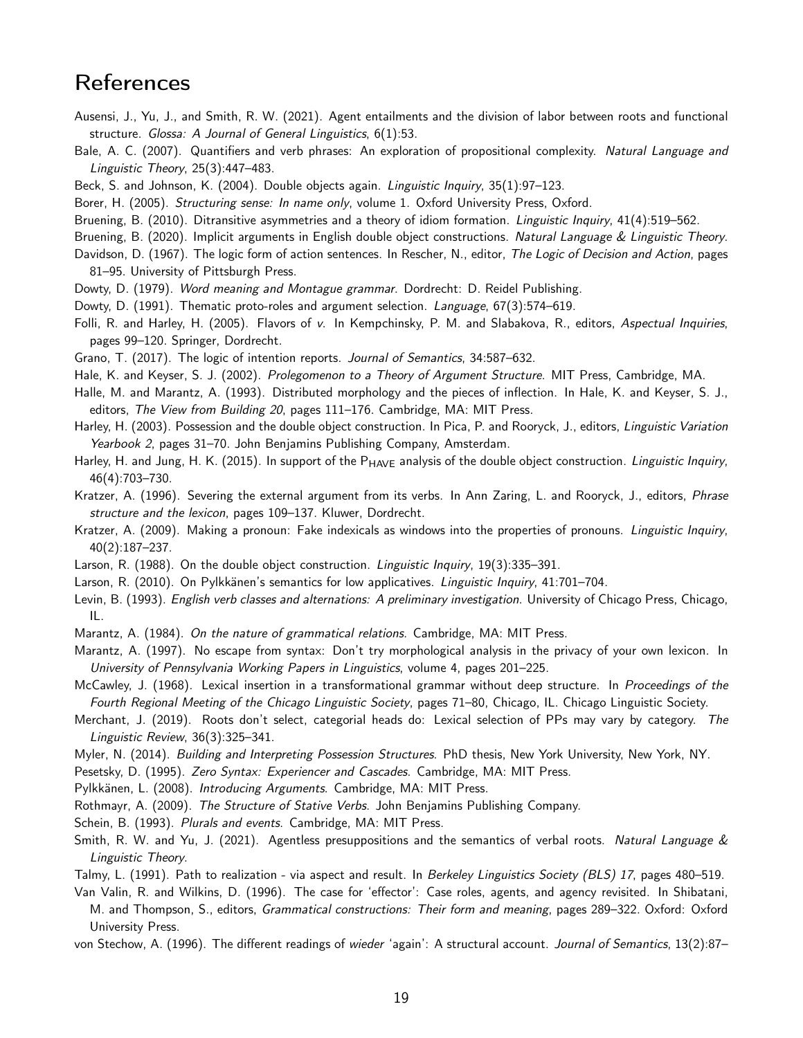# References

Ausensi, J., Yu, J., and Smith, R. W. (2021). Agent entailments and the division of labor between roots and functional structure. *Glossa: A Journal of General Linguistics*, 6(1):53.

Bale, A. C. (2007). Quantifiers and verb phrases: An exploration of propositional complexity. *Natural Language and Linguistic Theory*, 25(3):447–483.

Beck, S. and Johnson, K. (2004). Double objects again. *Linguistic Inquiry*, 35(1):97–123.

Borer, H. (2005). *Structuring sense: In name only*, volume 1. Oxford University Press, Oxford.

Bruening, B. (2010). Ditransitive asymmetries and a theory of idiom formation. *Linguistic Inquiry*, 41(4):519–562.

Bruening, B. (2020). Implicit arguments in English double object constructions. *Natural Language & Linguistic Theory*.

Davidson, D. (1967). The logic form of action sentences. In Rescher, N., editor, *The Logic of Decision and Action*, pages 81–95. University of Pittsburgh Press.

Dowty, D. (1979). *Word meaning and Montague grammar*. Dordrecht: D. Reidel Publishing.

Dowty, D. (1991). Thematic proto-roles and argument selection. *Language*, 67(3):574–619.

Folli, R. and Harley, H. (2005). Flavors of *v*. In Kempchinsky, P. M. and Slabakova, R., editors, *Aspectual Inquiries*, pages 99–120. Springer, Dordrecht.

Grano, T. (2017). The logic of intention reports. *Journal of Semantics*, 34:587–632.

Hale, K. and Keyser, S. J. (2002). *Prolegomenon to a Theory of Argument Structure*. MIT Press, Cambridge, MA.

Halle, M. and Marantz, A. (1993). Distributed morphology and the pieces of inflection. In Hale, K. and Keyser, S. J., editors, *The View from Building 20*, pages 111–176. Cambridge, MA: MIT Press.

Harley, H. (2003). Possession and the double object construction. In Pica, P. and Rooryck, J., editors, *Linguistic Variation Yearbook 2*, pages 31–70. John Benjamins Publishing Company, Amsterdam.

Harley, H. and Jung, H. K. (2015). In support of the $\text{P}_{\text{HAVE}}$ analysis of the double object construction. *Linguistic Inquiry*, 46(4):703–730.

Kratzer, A. (1996). Severing the external argument from its verbs. In Ann Zaring, L. and Rooryck, J., editors, *Phrase structure and the lexicon*, pages 109–137. Kluwer, Dordrecht.

Kratzer, A. (2009). Making a pronoun: Fake indexicals as windows into the properties of pronouns. *Linguistic Inquiry*, 40(2):187–237.

Larson, R. (1988). On the double object construction. *Linguistic Inquiry*, 19(3):335–391.

Larson, R. (2010). On Pylkkänen's semantics for low applicatives. *Linguistic Inquiry*, 41:701–704.

Levin, B. (1993). *English verb classes and alternations: A preliminary investigation*. University of Chicago Press, Chicago, IL.

Marantz, A. (1984). *On the nature of grammatical relations*. Cambridge, MA: MIT Press.

Marantz, A. (1997). No escape from syntax: Don't try morphological analysis in the privacy of your own lexicon. In *University of Pennsylvania Working Papers in Linguistics*, volume 4, pages 201–225.

McCawley, J. (1968). Lexical insertion in a transformational grammar without deep structure. In *Proceedings of the Fourth Regional Meeting of the Chicago Linguistic Society*, pages 71–80, Chicago, IL. Chicago Linguistic Society.

Merchant, J. (2019). Roots don't select, categorial heads do: Lexical selection of PPs may vary by category. *The Linguistic Review*, 36(3):325–341.

Myler, N. (2014). *Building and Interpreting Possession Structures*. PhD thesis, New York University, New York, NY.

Pesetsky, D. (1995). *Zero Syntax: Experiencer and Cascades*. Cambridge, MA: MIT Press.

Pylkkänen, L. (2008). *Introducing Arguments*. Cambridge, MA: MIT Press.

Rothmayr, A. (2009). *The Structure of Stative Verbs*. John Benjamins Publishing Company.

Schein, B. (1993). *Plurals and events*. Cambridge, MA: MIT Press.

Smith, R. W. and Yu, J. (2021). Agentless presuppositions and the semantics of verbal roots. *Natural Language & Linguistic Theory*.

Talmy, L. (1991). Path to realization - via aspect and result. In *Berkeley Linguistics Society (BLS) 17*, pages 480–519.

Van Valin, R. and Wilkins, D. (1996). The case for 'effector': Case roles, agents, and agency revisited. In Shibatani, M. and Thompson, S., editors, *Grammatical constructions: Their form and meaning*, pages 289–322. Oxford: Oxford University Press.

von Stechow, A. (1996). The different readings of *wieder* 'again': A structural account. *Journal of Semantics*, 13(2):87–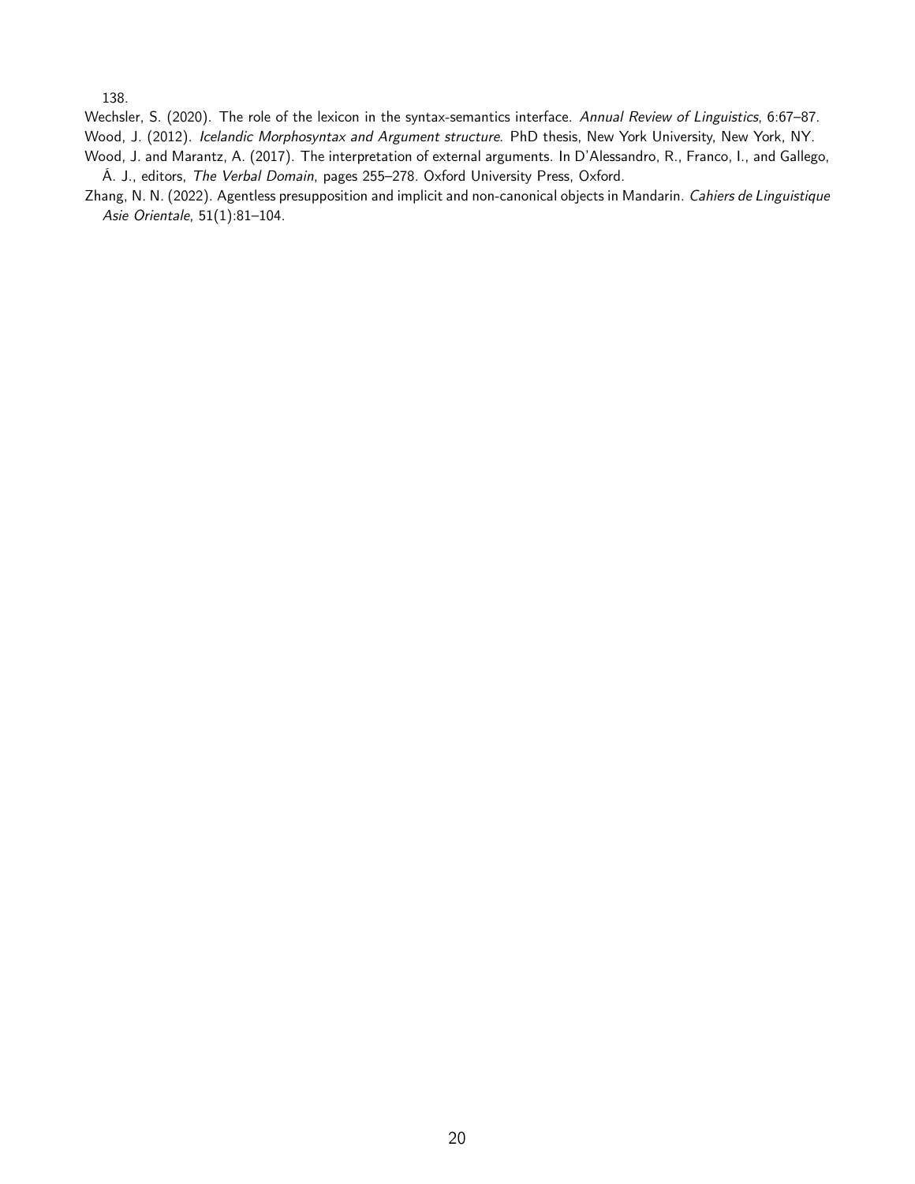138.

Wechsler, S. (2020). The role of the lexicon in the syntax-semantics interface. *Annual Review of Linguistics*, 6:67–87.

Wood, J. (2012). *Icelandic Morphosyntax and Argument structure*. PhD thesis, New York University, New York, NY.

Wood, J. and Marantz, A. (2017). The interpretation of external arguments. In D'Alessandro, R., Franco, I., and Gallego, Á. J., editors, *The Verbal Domain*, pages 255–278. Oxford University Press, Oxford.

Zhang, N. N. (2022). Agentless presupposition and implicit and non-canonical objects in Mandarin. *Cahiers de Linguistique Asie Orientale*, 51(1):81–104.